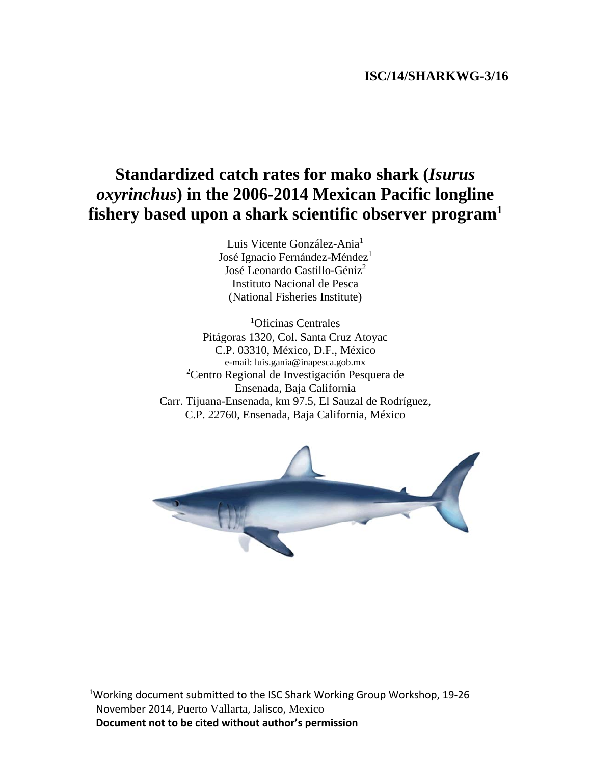**ISC/14/SHARKWG-3/16**

# Standardized catch rates for mako shark (*Isurus oxyrinchus*) in the 2006-2014 Mexican Pacific longline fishery based upon a shark scientific observer program[1]

Luis Vicente González-Ania[1]
José Ignacio Fernández-Méndez[1]
José Leonardo Castillo-Géniz[2]
Instituto Nacional de Pesca
(National Fisheries Institute)

[1]Oficinas Centrales
Pitágoras 1320, Col. Santa Cruz Atoyac
C.P. 03310, México, D.F., México
e-mail: luis.gania@inapesca.gob.mx
[2]Centro Regional de Investigación Pesquera de
Ensenada, Baja California
Carr. Tijuana-Ensenada, km 97.5, El Sauzal de Rodríguez,
C.P. 22760, Ensenada, Baja California, México

[1]Working document submitted to the ISC Shark Working Group Workshop, 19-26 November 2014, Puerto Vallarta, Jalisco, Mexico
**Document not to be cited without author's permission**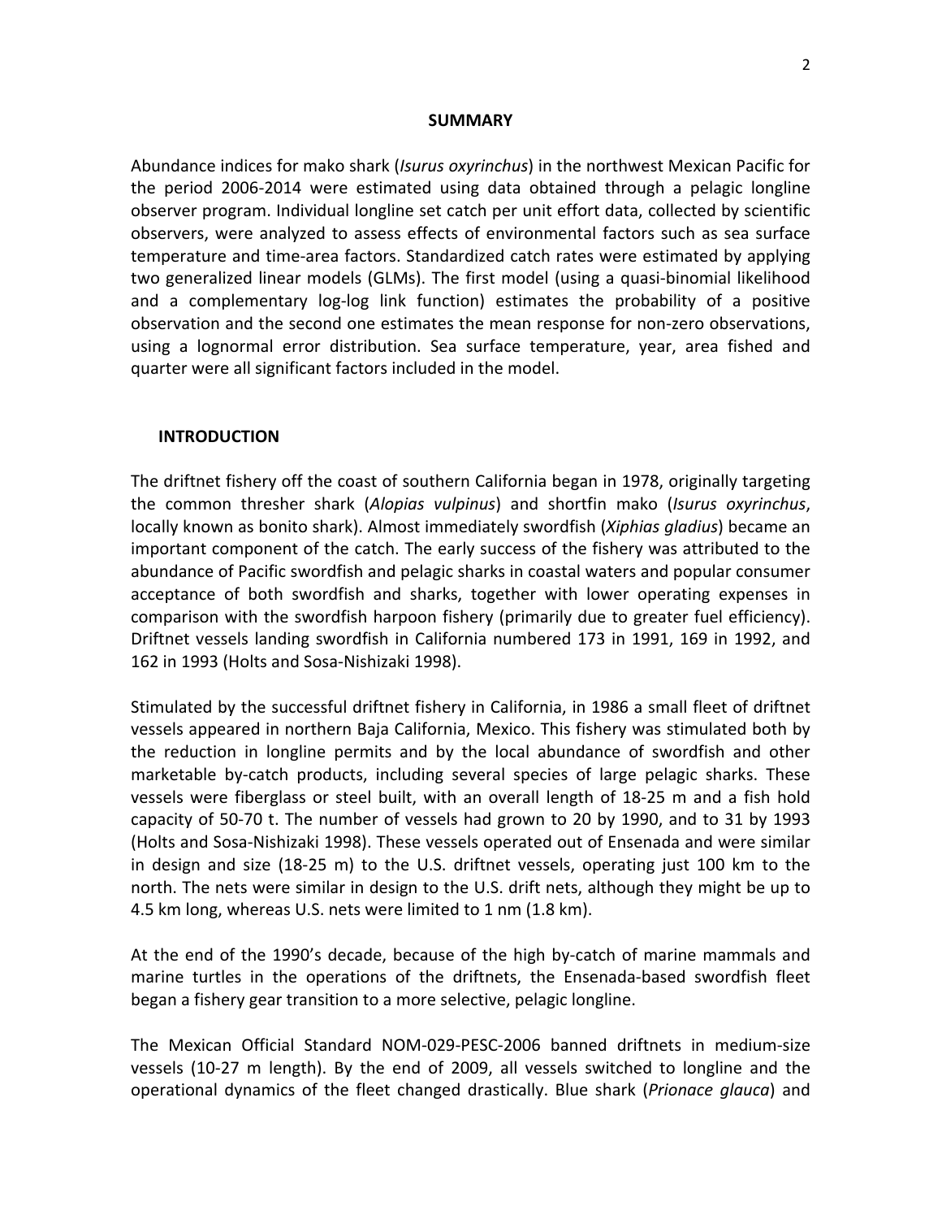## SUMMARY

Abundance indices for mako shark (*Isurus oxyrinchus*) in the northwest Mexican Pacific for the period 2006-2014 were estimated using data obtained through a pelagic longline observer program. Individual longline set catch per unit effort data, collected by scientific observers, were analyzed to assess effects of environmental factors such as sea surface temperature and time-area factors. Standardized catch rates were estimated by applying two generalized linear models (GLMs). The first model (using a quasi-binomial likelihood and a complementary log-log link function) estimates the probability of a positive observation and the second one estimates the mean response for non-zero observations, using a lognormal error distribution. Sea surface temperature, year, area fished and quarter were all significant factors included in the model.

## INTRODUCTION

The driftnet fishery off the coast of southern California began in 1978, originally targeting the common thresher shark (*Alopias vulpinus*) and shortfin mako (*Isurus oxyrinchus*, locally known as bonito shark). Almost immediately swordfish (*Xiphias gladius*) became an important component of the catch. The early success of the fishery was attributed to the abundance of Pacific swordfish and pelagic sharks in coastal waters and popular consumer acceptance of both swordfish and sharks, together with lower operating expenses in comparison with the swordfish harpoon fishery (primarily due to greater fuel efficiency). Driftnet vessels landing swordfish in California numbered 173 in 1991, 169 in 1992, and 162 in 1993 (Holts and Sosa-Nishizaki 1998).

Stimulated by the successful driftnet fishery in California, in 1986 a small fleet of driftnet vessels appeared in northern Baja California, Mexico. This fishery was stimulated both by the reduction in longline permits and by the local abundance of swordfish and other marketable by-catch products, including several species of large pelagic sharks. These vessels were fiberglass or steel built, with an overall length of 18-25 m and a fish hold capacity of 50-70 t. The number of vessels had grown to 20 by 1990, and to 31 by 1993 (Holts and Sosa-Nishizaki 1998). These vessels operated out of Ensenada and were similar in design and size (18-25 m) to the U.S. driftnet vessels, operating just 100 km to the north. The nets were similar in design to the U.S. drift nets, although they might be up to 4.5 km long, whereas U.S. nets were limited to 1 nm (1.8 km).

At the end of the 1990's decade, because of the high by-catch of marine mammals and marine turtles in the operations of the driftnets, the Ensenada-based swordfish fleet began a fishery gear transition to a more selective, pelagic longline.

The Mexican Official Standard NOM-029-PESC-2006 banned driftnets in medium-size vessels (10-27 m length). By the end of 2009, all vessels switched to longline and the operational dynamics of the fleet changed drastically. Blue shark (*Prionace glauca*) and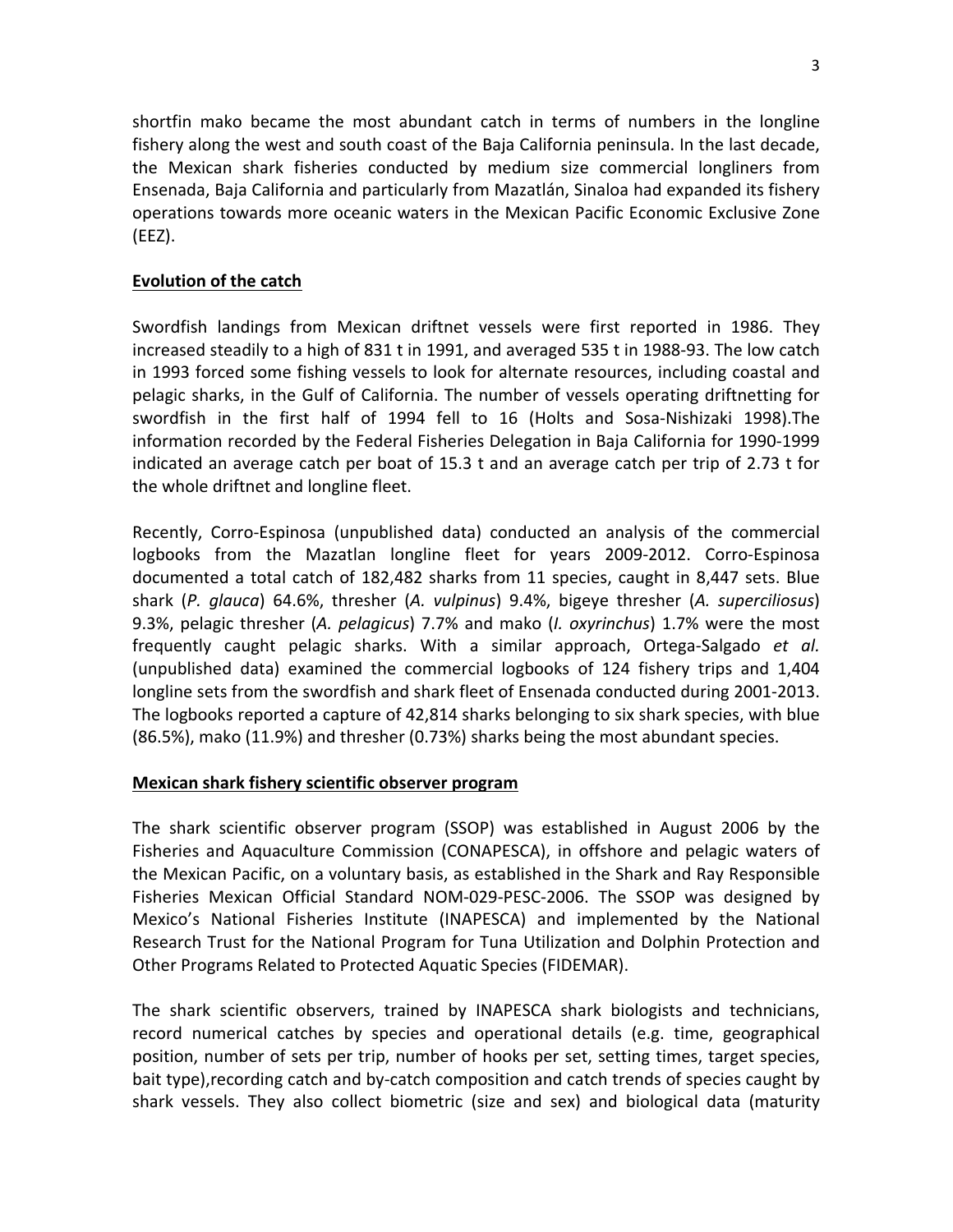shortfin mako became the most abundant catch in terms of numbers in the longline fishery along the west and south coast of the Baja California peninsula. In the last decade, the Mexican shark fisheries conducted by medium size commercial longliners from Ensenada, Baja California and particularly from Mazatlán, Sinaloa had expanded its fishery operations towards more oceanic waters in the Mexican Pacific Economic Exclusive Zone (EEZ).

## Evolution of the catch

Swordfish landings from Mexican driftnet vessels were first reported in 1986. They increased steadily to a high of 831 t in 1991, and averaged 535 t in 1988-93. The low catch in 1993 forced some fishing vessels to look for alternate resources, including coastal and pelagic sharks, in the Gulf of California. The number of vessels operating driftnetting for swordfish in the first half of 1994 fell to 16 (Holts and Sosa-Nishizaki 1998).The information recorded by the Federal Fisheries Delegation in Baja California for 1990-1999 indicated an average catch per boat of 15.3 t and an average catch per trip of 2.73 t for the whole driftnet and longline fleet.

Recently, Corro-Espinosa (unpublished data) conducted an analysis of the commercial logbooks from the Mazatlan longline fleet for years 2009-2012. Corro-Espinosa documented a total catch of 182,482 sharks from 11 species, caught in 8,447 sets. Blue shark (*P. glauca*) 64.6%, thresher (*A. vulpinus*) 9.4%, bigeye thresher (*A. superciliosus*) 9.3%, pelagic thresher (*A. pelagicus*) 7.7% and mako (*I. oxyrinchus*) 1.7% were the most frequently caught pelagic sharks. With a similar approach, Ortega-Salgado *et al.* (unpublished data) examined the commercial logbooks of 124 fishery trips and 1,404 longline sets from the swordfish and shark fleet of Ensenada conducted during 2001-2013. The logbooks reported a capture of 42,814 sharks belonging to six shark species, with blue (86.5%), mako (11.9%) and thresher (0.73%) sharks being the most abundant species.

## Mexican shark fishery scientific observer program

The shark scientific observer program (SSOP) was established in August 2006 by the Fisheries and Aquaculture Commission (CONAPESCA), in offshore and pelagic waters of the Mexican Pacific, on a voluntary basis, as established in the Shark and Ray Responsible Fisheries Mexican Official Standard NOM-029-PESC-2006. The SSOP was designed by Mexico's National Fisheries Institute (INAPESCA) and implemented by the National Research Trust for the National Program for Tuna Utilization and Dolphin Protection and Other Programs Related to Protected Aquatic Species (FIDEMAR).

The shark scientific observers, trained by INAPESCA shark biologists and technicians, record numerical catches by species and operational details (e.g. time, geographical position, number of sets per trip, number of hooks per set, setting times, target species, bait type),recording catch and by-catch composition and catch trends of species caught by shark vessels. They also collect biometric (size and sex) and biological data (maturity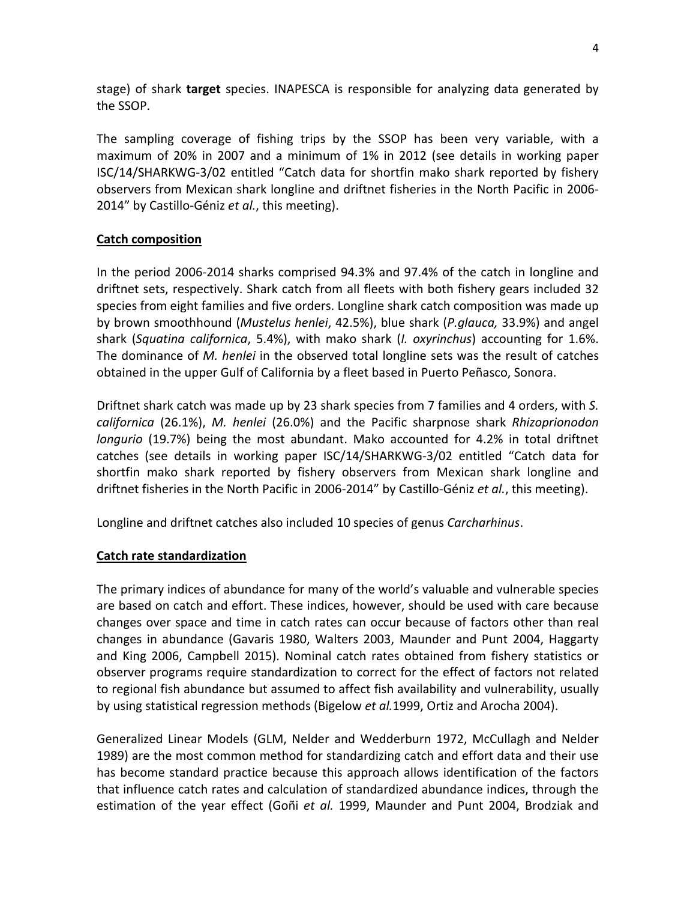stage) of shark **target** species. INAPESCA is responsible for analyzing data generated by the SSOP.

The sampling coverage of fishing trips by the SSOP has been very variable, with a maximum of 20% in 2007 and a minimum of 1% in 2012 (see details in working paper ISC/14/SHARKWG-3/02 entitled "Catch data for shortfin mako shark reported by fishery observers from Mexican shark longline and driftnet fisheries in the North Pacific in 2006-2014" by Castillo-Géniz *et al.*, this meeting).

## Catch composition

In the period 2006-2014 sharks comprised 94.3% and 97.4% of the catch in longline and driftnet sets, respectively. Shark catch from all fleets with both fishery gears included 32 species from eight families and five orders. Longline shark catch composition was made up by brown smoothhound (*Mustelus henlei*, 42.5%), blue shark (*P.glauca,* 33.9%) and angel shark (*Squatina californica*, 5.4%), with mako shark (*I. oxyrinchus*) accounting for 1.6%. The dominance of *M. henlei* in the observed total longline sets was the result of catches obtained in the upper Gulf of California by a fleet based in Puerto Peñasco, Sonora.

Driftnet shark catch was made up by 23 shark species from 7 families and 4 orders, with *S. californica* (26.1%), *M. henlei* (26.0%) and the Pacific sharpnose shark *Rhizoprionodon longurio* (19.7%) being the most abundant. Mako accounted for 4.2% in total driftnet catches (see details in working paper ISC/14/SHARKWG-3/02 entitled "Catch data for shortfin mako shark reported by fishery observers from Mexican shark longline and driftnet fisheries in the North Pacific in 2006-2014" by Castillo-Géniz *et al.*, this meeting).

Longline and driftnet catches also included 10 species of genus *Carcharhinus*.

## Catch rate standardization

The primary indices of abundance for many of the world's valuable and vulnerable species are based on catch and effort. These indices, however, should be used with care because changes over space and time in catch rates can occur because of factors other than real changes in abundance (Gavaris 1980, Walters 2003, Maunder and Punt 2004, Haggarty and King 2006, Campbell 2015). Nominal catch rates obtained from fishery statistics or observer programs require standardization to correct for the effect of factors not related to regional fish abundance but assumed to affect fish availability and vulnerability, usually by using statistical regression methods (Bigelow *et al.*1999, Ortiz and Arocha 2004).

Generalized Linear Models (GLM, Nelder and Wedderburn 1972, McCullagh and Nelder 1989) are the most common method for standardizing catch and effort data and their use has become standard practice because this approach allows identification of the factors that influence catch rates and calculation of standardized abundance indices, through the estimation of the year effect (Goñi *et al.* 1999, Maunder and Punt 2004, Brodziak and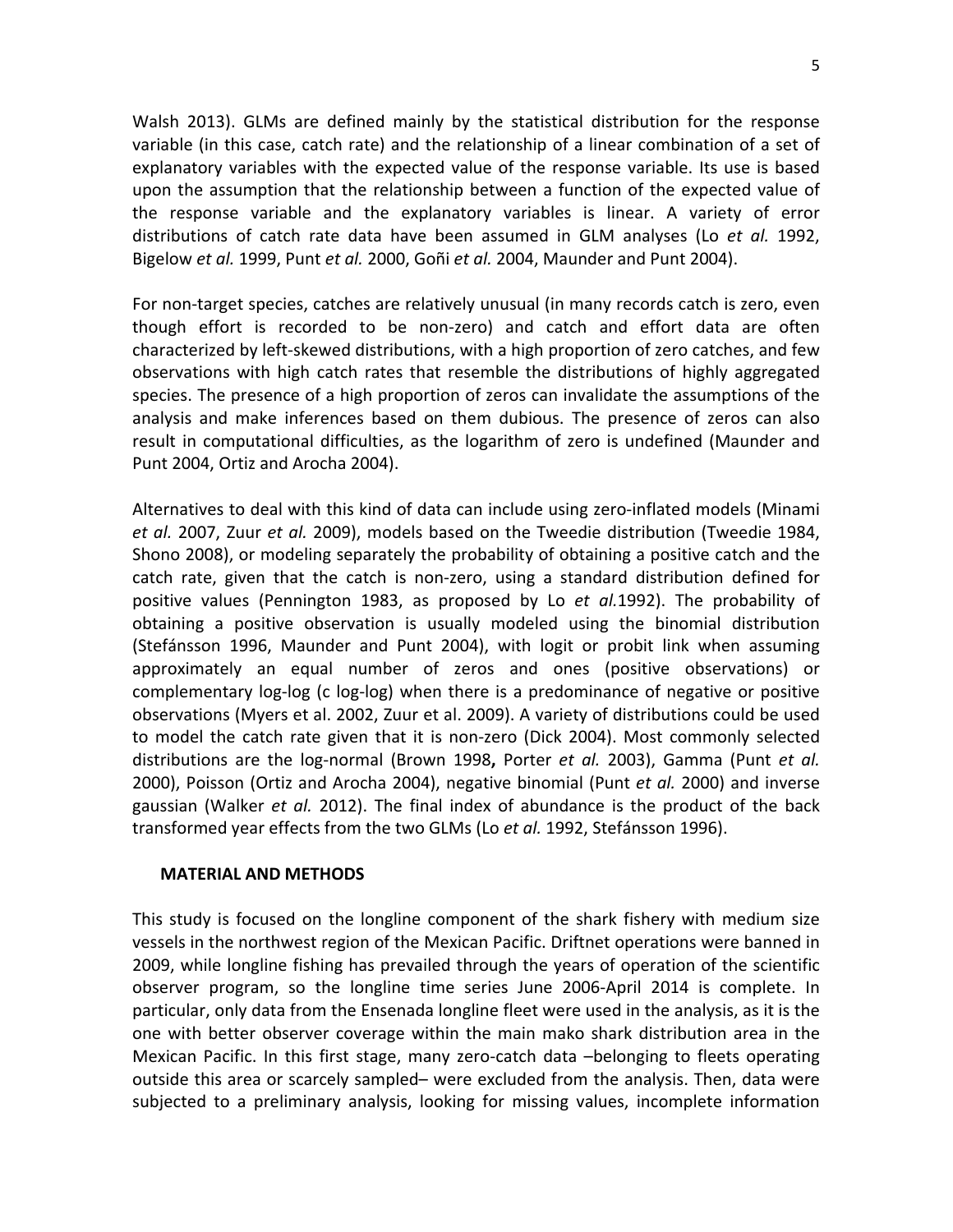Walsh 2013). GLMs are defined mainly by the statistical distribution for the response variable (in this case, catch rate) and the relationship of a linear combination of a set of explanatory variables with the expected value of the response variable. Its use is based upon the assumption that the relationship between a function of the expected value of the response variable and the explanatory variables is linear. A variety of error distributions of catch rate data have been assumed in GLM analyses (Lo *et al.* 1992, Bigelow *et al.* 1999, Punt *et al.* 2000, Goñi *et al.* 2004, Maunder and Punt 2004).

For non-target species, catches are relatively unusual (in many records catch is zero, even though effort is recorded to be non-zero) and catch and effort data are often characterized by left-skewed distributions, with a high proportion of zero catches, and few observations with high catch rates that resemble the distributions of highly aggregated species. The presence of a high proportion of zeros can invalidate the assumptions of the analysis and make inferences based on them dubious. The presence of zeros can also result in computational difficulties, as the logarithm of zero is undefined (Maunder and Punt 2004, Ortiz and Arocha 2004).

Alternatives to deal with this kind of data can include using zero-inflated models (Minami *et al.* 2007, Zuur *et al.* 2009), models based on the Tweedie distribution (Tweedie 1984, Shono 2008), or modeling separately the probability of obtaining a positive catch and the catch rate, given that the catch is non-zero, using a standard distribution defined for positive values (Pennington 1983, as proposed by Lo *et al.*1992). The probability of obtaining a positive observation is usually modeled using the binomial distribution (Stefánsson 1996, Maunder and Punt 2004), with logit or probit link when assuming approximately an equal number of zeros and ones (positive observations) or complementary log-log (c log-log) when there is a predominance of negative or positive observations (Myers et al. 2002, Zuur et al. 2009). A variety of distributions could be used to model the catch rate given that it is non-zero (Dick 2004). Most commonly selected distributions are the log-normal (Brown 1998**,** Porter *et al.* 2003), Gamma (Punt *et al.* 2000), Poisson (Ortiz and Arocha 2004), negative binomial (Punt *et al.* 2000) and inverse gaussian (Walker *et al.* 2012). The final index of abundance is the product of the back transformed year effects from the two GLMs (Lo *et al.* 1992, Stefánsson 1996).

## MATERIAL AND METHODS

This study is focused on the longline component of the shark fishery with medium size vessels in the northwest region of the Mexican Pacific. Driftnet operations were banned in 2009, while longline fishing has prevailed through the years of operation of the scientific observer program, so the longline time series June 2006-April 2014 is complete. In particular, only data from the Ensenada longline fleet were used in the analysis, as it is the one with better observer coverage within the main mako shark distribution area in the Mexican Pacific. In this first stage, many zero-catch data –belonging to fleets operating outside this area or scarcely sampled– were excluded from the analysis. Then, data were subjected to a preliminary analysis, looking for missing values, incomplete information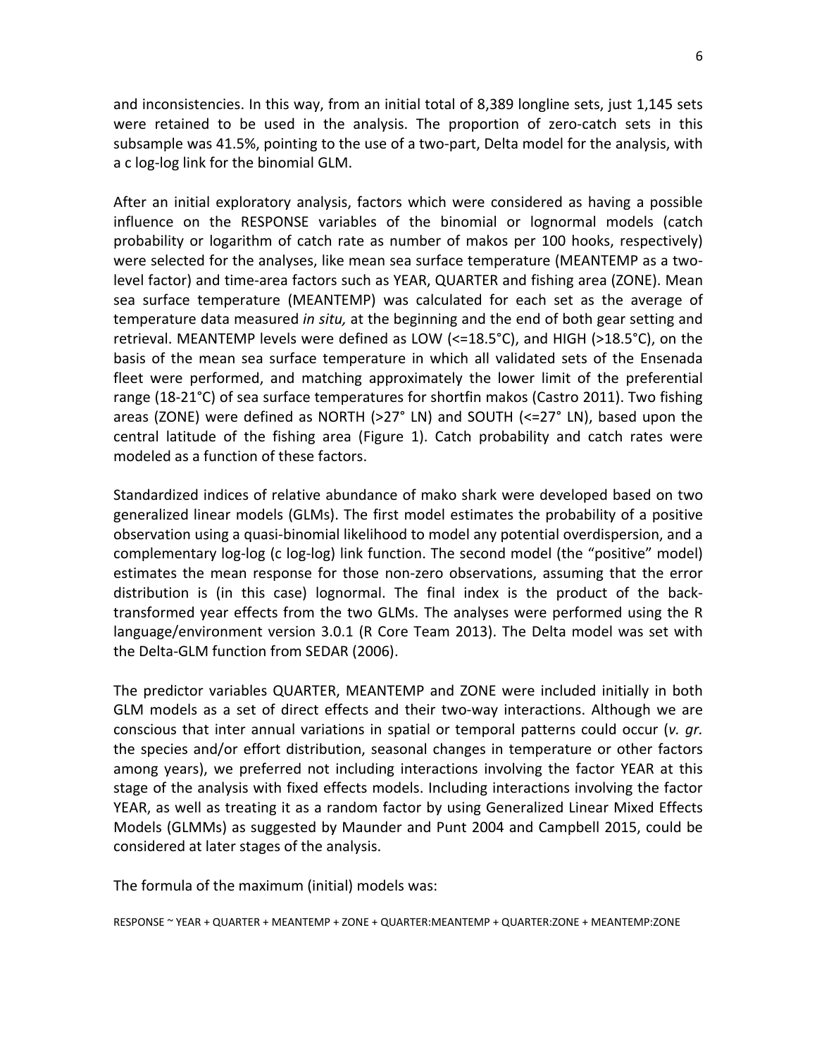and inconsistencies. In this way, from an initial total of 8,389 longline sets, just 1,145 sets were retained to be used in the analysis. The proportion of zero-catch sets in this subsample was 41.5%, pointing to the use of a two-part, Delta model for the analysis, with a c log-log link for the binomial GLM.

After an initial exploratory analysis, factors which were considered as having a possible influence on the RESPONSE variables of the binomial or lognormal models (catch probability or logarithm of catch rate as number of makos per 100 hooks, respectively) were selected for the analyses, like mean sea surface temperature (MEANTEMP as a two-level factor) and time-area factors such as YEAR, QUARTER and fishing area (ZONE). Mean sea surface temperature (MEANTEMP) was calculated for each set as the average of temperature data measured *in situ,* at the beginning and the end of both gear setting and retrieval. MEANTEMP levels were defined as LOW (<=18.5°C), and HIGH (>18.5°C), on the basis of the mean sea surface temperature in which all validated sets of the Ensenada fleet were performed, and matching approximately the lower limit of the preferential range (18-21°C) of sea surface temperatures for shortfin makos (Castro 2011). Two fishing areas (ZONE) were defined as NORTH (>27° LN) and SOUTH (<=27° LN), based upon the central latitude of the fishing area (Figure 1). Catch probability and catch rates were modeled as a function of these factors.

Standardized indices of relative abundance of mako shark were developed based on two generalized linear models (GLMs). The first model estimates the probability of a positive observation using a quasi-binomial likelihood to model any potential overdispersion, and a complementary log-log (c log-log) link function. The second model (the "positive" model) estimates the mean response for those non-zero observations, assuming that the error distribution is (in this case) lognormal. The final index is the product of the back-transformed year effects from the two GLMs. The analyses were performed using the R language/environment version 3.0.1 (R Core Team 2013). The Delta model was set with the Delta-GLM function from SEDAR (2006).

The predictor variables QUARTER, MEANTEMP and ZONE were included initially in both GLM models as a set of direct effects and their two-way interactions. Although we are conscious that inter annual variations in spatial or temporal patterns could occur (*v. gr.* the species and/or effort distribution, seasonal changes in temperature or other factors among years), we preferred not including interactions involving the factor YEAR at this stage of the analysis with fixed effects models. Including interactions involving the factor YEAR, as well as treating it as a random factor by using Generalized Linear Mixed Effects Models (GLMMs) as suggested by Maunder and Punt 2004 and Campbell 2015, could be considered at later stages of the analysis.

The formula of the maximum (initial) models was:

RESPONSE ~ YEAR + QUARTER + MEANTEMP + ZONE + QUARTER:MEANTEMP + QUARTER:ZONE + MEANTEMP:ZONE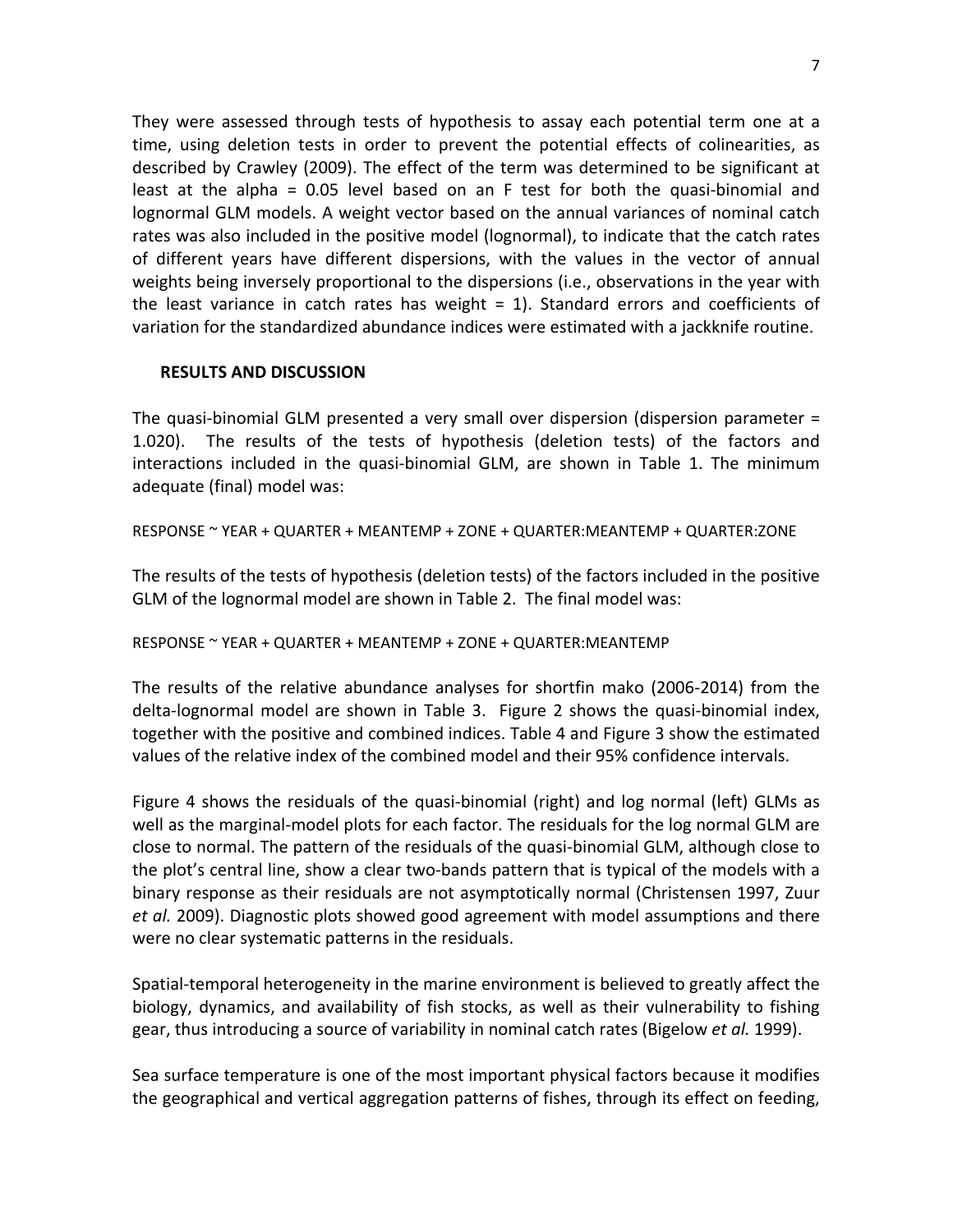They were assessed through tests of hypothesis to assay each potential term one at a time, using deletion tests in order to prevent the potential effects of colinearities, as described by Crawley (2009). The effect of the term was determined to be significant at least at the alpha = 0.05 level based on an F test for both the quasi-binomial and lognormal GLM models. A weight vector based on the annual variances of nominal catch rates was also included in the positive model (lognormal), to indicate that the catch rates of different years have different dispersions, with the values in the vector of annual weights being inversely proportional to the dispersions (i.e., observations in the year with the least variance in catch rates has weight = 1). Standard errors and coefficients of variation for the standardized abundance indices were estimated with a jackknife routine.

## RESULTS AND DISCUSSION

The quasi-binomial GLM presented a very small over dispersion (dispersion parameter = 1.020). The results of the tests of hypothesis (deletion tests) of the factors and interactions included in the quasi-binomial GLM, are shown in Table 1. The minimum adequate (final) model was:

RESPONSE ~ YEAR + QUARTER + MEANTEMP + ZONE + QUARTER:MEANTEMP + QUARTER:ZONE

The results of the tests of hypothesis (deletion tests) of the factors included in the positive GLM of the lognormal model are shown in Table 2. The final model was:

RESPONSE ~ YEAR + QUARTER + MEANTEMP + ZONE + QUARTER:MEANTEMP

The results of the relative abundance analyses for shortfin mako (2006-2014) from the delta-lognormal model are shown in Table 3. Figure 2 shows the quasi-binomial index, together with the positive and combined indices. Table 4 and Figure 3 show the estimated values of the relative index of the combined model and their 95% confidence intervals.

Figure 4 shows the residuals of the quasi-binomial (right) and log normal (left) GLMs as well as the marginal-model plots for each factor. The residuals for the log normal GLM are close to normal. The pattern of the residuals of the quasi-binomial GLM, although close to the plot's central line, show a clear two-bands pattern that is typical of the models with a binary response as their residuals are not asymptotically normal (Christensen 1997, Zuur *et al.* 2009). Diagnostic plots showed good agreement with model assumptions and there were no clear systematic patterns in the residuals.

Spatial-temporal heterogeneity in the marine environment is believed to greatly affect the biology, dynamics, and availability of fish stocks, as well as their vulnerability to fishing gear, thus introducing a source of variability in nominal catch rates (Bigelow *et al.* 1999).

Sea surface temperature is one of the most important physical factors because it modifies the geographical and vertical aggregation patterns of fishes, through its effect on feeding,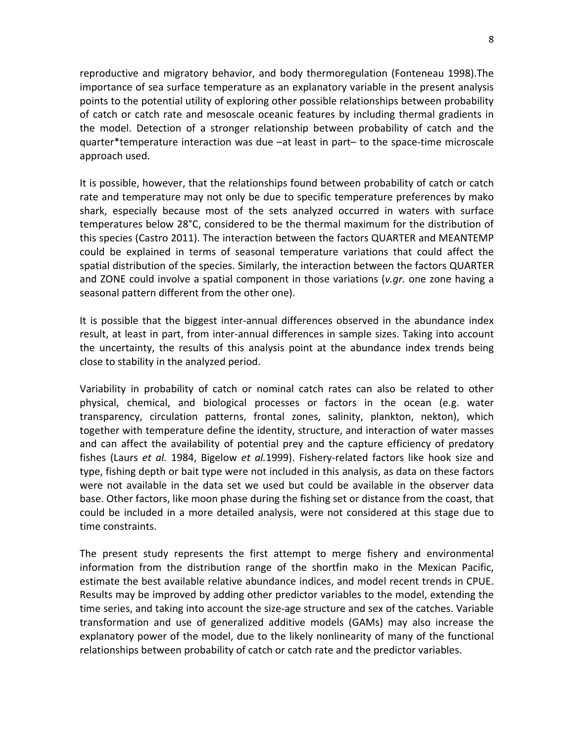reproductive and migratory behavior, and body thermoregulation (Fonteneau 1998).The importance of sea surface temperature as an explanatory variable in the present analysis points to the potential utility of exploring other possible relationships between probability of catch or catch rate and mesoscale oceanic features by including thermal gradients in the model. Detection of a stronger relationship between probability of catch and the quarter*temperature interaction was due –at least in part– to the space-time microscale approach used.

It is possible, however, that the relationships found between probability of catch or catch rate and temperature may not only be due to specific temperature preferences by mako shark, especially because most of the sets analyzed occurred in waters with surface temperatures below 28°C, considered to be the thermal maximum for the distribution of this species (Castro 2011). The interaction between the factors QUARTER and MEANTEMP could be explained in terms of seasonal temperature variations that could affect the spatial distribution of the species. Similarly, the interaction between the factors QUARTER and ZONE could involve a spatial component in those variations (*v.gr.* one zone having a seasonal pattern different from the other one).

It is possible that the biggest inter-annual differences observed in the abundance index result, at least in part, from inter-annual differences in sample sizes. Taking into account the uncertainty, the results of this analysis point at the abundance index trends being close to stability in the analyzed period.

Variability in probability of catch or nominal catch rates can also be related to other physical, chemical, and biological processes or factors in the ocean (e.g. water transparency, circulation patterns, frontal zones, salinity, plankton, nekton), which together with temperature define the identity, structure, and interaction of water masses and can affect the availability of potential prey and the capture efficiency of predatory fishes (Laurs *et al.* 1984, Bigelow *et al.*1999). Fishery-related factors like hook size and type, fishing depth or bait type were not included in this analysis, as data on these factors were not available in the data set we used but could be available in the observer data base. Other factors, like moon phase during the fishing set or distance from the coast, that could be included in a more detailed analysis, were not considered at this stage due to time constraints.

The present study represents the first attempt to merge fishery and environmental information from the distribution range of the shortfin mako in the Mexican Pacific, estimate the best available relative abundance indices, and model recent trends in CPUE. Results may be improved by adding other predictor variables to the model, extending the time series, and taking into account the size-age structure and sex of the catches. Variable transformation and use of generalized additive models (GAMs) may also increase the explanatory power of the model, due to the likely nonlinearity of many of the functional relationships between probability of catch or catch rate and the predictor variables.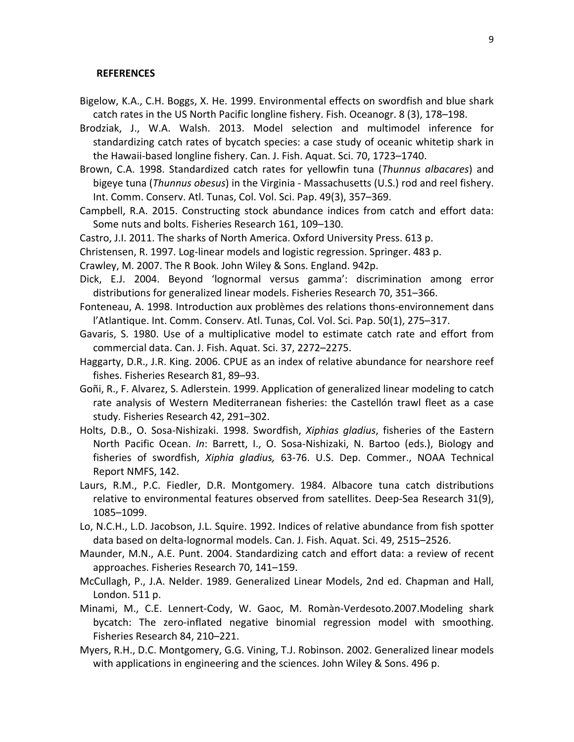## REFERENCES

Bigelow, K.A., C.H. Boggs, X. He. 1999. Environmental effects on swordfish and blue shark catch rates in the US North Pacific longline fishery. Fish. Oceanogr. 8 (3), 178–198.

Brodziak, J., W.A. Walsh. 2013. Model selection and multimodel inference for standardizing catch rates of bycatch species: a case study of oceanic whitetip shark in the Hawaii-based longline fishery. Can. J. Fish. Aquat. Sci. 70, 1723–1740.

Brown, C.A. 1998. Standardized catch rates for yellowfin tuna (*Thunnus albacares*) and bigeye tuna (*Thunnus obesus*) in the Virginia - Massachusetts (U.S.) rod and reel fishery. Int. Comm. Conserv. Atl. Tunas, Col. Vol. Sci. Pap. 49(3), 357–369.

Campbell, R.A. 2015. Constructing stock abundance indices from catch and effort data: Some nuts and bolts. Fisheries Research 161, 109–130.

Castro, J.I. 2011. The sharks of North America. Oxford University Press. 613 p.

Christensen, R. 1997. Log-linear models and logistic regression. Springer. 483 p.

Crawley, M. 2007. The R Book. John Wiley & Sons. England. 942p.

Dick, E.J. 2004. Beyond 'lognormal versus gamma': discrimination among error distributions for generalized linear models. Fisheries Research 70, 351–366.

Fonteneau, A. 1998. Introduction aux problèmes des relations thons-environnement dans l'Atlantique. Int. Comm. Conserv. Atl. Tunas, Col. Vol. Sci. Pap. 50(1), 275–317.

Gavaris, S. 1980. Use of a multiplicative model to estimate catch rate and effort from commercial data. Can. J. Fish. Aquat. Sci. 37, 2272–2275.

Haggarty, D.R., J.R. King. 2006. CPUE as an index of relative abundance for nearshore reef fishes. Fisheries Research 81, 89–93.

Goñi, R., F. Alvarez, S. Adlerstein. 1999. Application of generalized linear modeling to catch rate analysis of Western Mediterranean fisheries: the Castellón trawl fleet as a case study. Fisheries Research 42, 291–302.

Holts, D.B., O. Sosa-Nishizaki. 1998. Swordfish, *Xiphias gladius*, fisheries of the Eastern North Pacific Ocean. *In*: Barrett, I., O. Sosa-Nishizaki, N. Bartoo (eds.), Biology and fisheries of swordfish, *Xiphia gladius,* 63-76. U.S. Dep. Commer., NOAA Technical Report NMFS, 142.

Laurs, R.M., P.C. Fiedler, D.R. Montgomery. 1984. Albacore tuna catch distributions relative to environmental features observed from satellites. Deep-Sea Research 31(9), 1085–1099.

Lo, N.C.H., L.D. Jacobson, J.L. Squire. 1992. Indices of relative abundance from fish spotter data based on delta-lognormal models. Can. J. Fish. Aquat. Sci. 49, 2515–2526.

Maunder, M.N., A.E. Punt. 2004. Standardizing catch and effort data: a review of recent approaches. Fisheries Research 70, 141–159.

McCullagh, P., J.A. Nelder. 1989. Generalized Linear Models, 2nd ed. Chapman and Hall, London. 511 p.

Minami, M., C.E. Lennert-Cody, W. Gaoc, M. Romàn-Verdesoto.2007.Modeling shark bycatch: The zero-inflated negative binomial regression model with smoothing. Fisheries Research 84, 210–221.

Myers, R.H., D.C. Montgomery, G.G. Vining, T.J. Robinson. 2002. Generalized linear models with applications in engineering and the sciences. John Wiley & Sons. 496 p.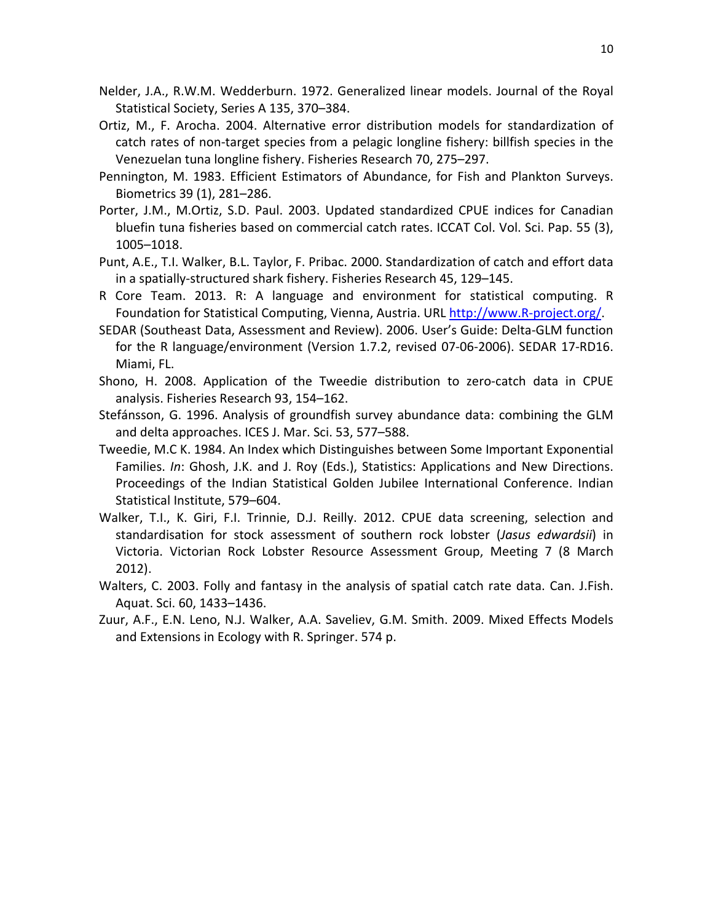Nelder, J.A., R.W.M. Wedderburn. 1972. Generalized linear models. Journal of the Royal Statistical Society, Series A 135, 370–384.

Ortiz, M., F. Arocha. 2004. Alternative error distribution models for standardization of catch rates of non-target species from a pelagic longline fishery: billfish species in the Venezuelan tuna longline fishery. Fisheries Research 70, 275–297.

Pennington, M. 1983. Efficient Estimators of Abundance, for Fish and Plankton Surveys. Biometrics 39 (1), 281–286.

Porter, J.M., M.Ortiz, S.D. Paul. 2003. Updated standardized CPUE indices for Canadian bluefin tuna fisheries based on commercial catch rates. ICCAT Col. Vol. Sci. Pap. 55 (3), 1005–1018.

Punt, A.E., T.I. Walker, B.L. Taylor, F. Pribac. 2000. Standardization of catch and effort data in a spatially-structured shark fishery. Fisheries Research 45, 129–145.

R Core Team. 2013. R: A language and environment for statistical computing. R Foundation for Statistical Computing, Vienna, Austria. URL [http://www.R-project.org/](http://www.R-project.org/).

SEDAR (Southeast Data, Assessment and Review). 2006. User's Guide: Delta-GLM function for the R language/environment (Version 1.7.2, revised 07-06-2006). SEDAR 17-RD16. Miami, FL.

Shono, H. 2008. Application of the Tweedie distribution to zero-catch data in CPUE analysis. Fisheries Research 93, 154–162.

Stefánsson, G. 1996. Analysis of groundfish survey abundance data: combining the GLM and delta approaches. ICES J. Mar. Sci. 53, 577–588.

Tweedie, M.C K. 1984. An Index which Distinguishes between Some Important Exponential Families. *In*: Ghosh, J.K. and J. Roy (Eds.), Statistics: Applications and New Directions. Proceedings of the Indian Statistical Golden Jubilee International Conference. Indian Statistical Institute, 579–604.

Walker, T.I., K. Giri, F.I. Trinnie, D.J. Reilly. 2012. CPUE data screening, selection and standardisation for stock assessment of southern rock lobster (*Jasus edwardsii*) in Victoria. Victorian Rock Lobster Resource Assessment Group, Meeting 7 (8 March 2012).

Walters, C. 2003. Folly and fantasy in the analysis of spatial catch rate data. Can. J.Fish. Aquat. Sci. 60, 1433–1436.

Zuur, A.F., E.N. Leno, N.J. Walker, A.A. Saveliev, G.M. Smith. 2009. Mixed Effects Models and Extensions in Ecology with R. Springer. 574 p.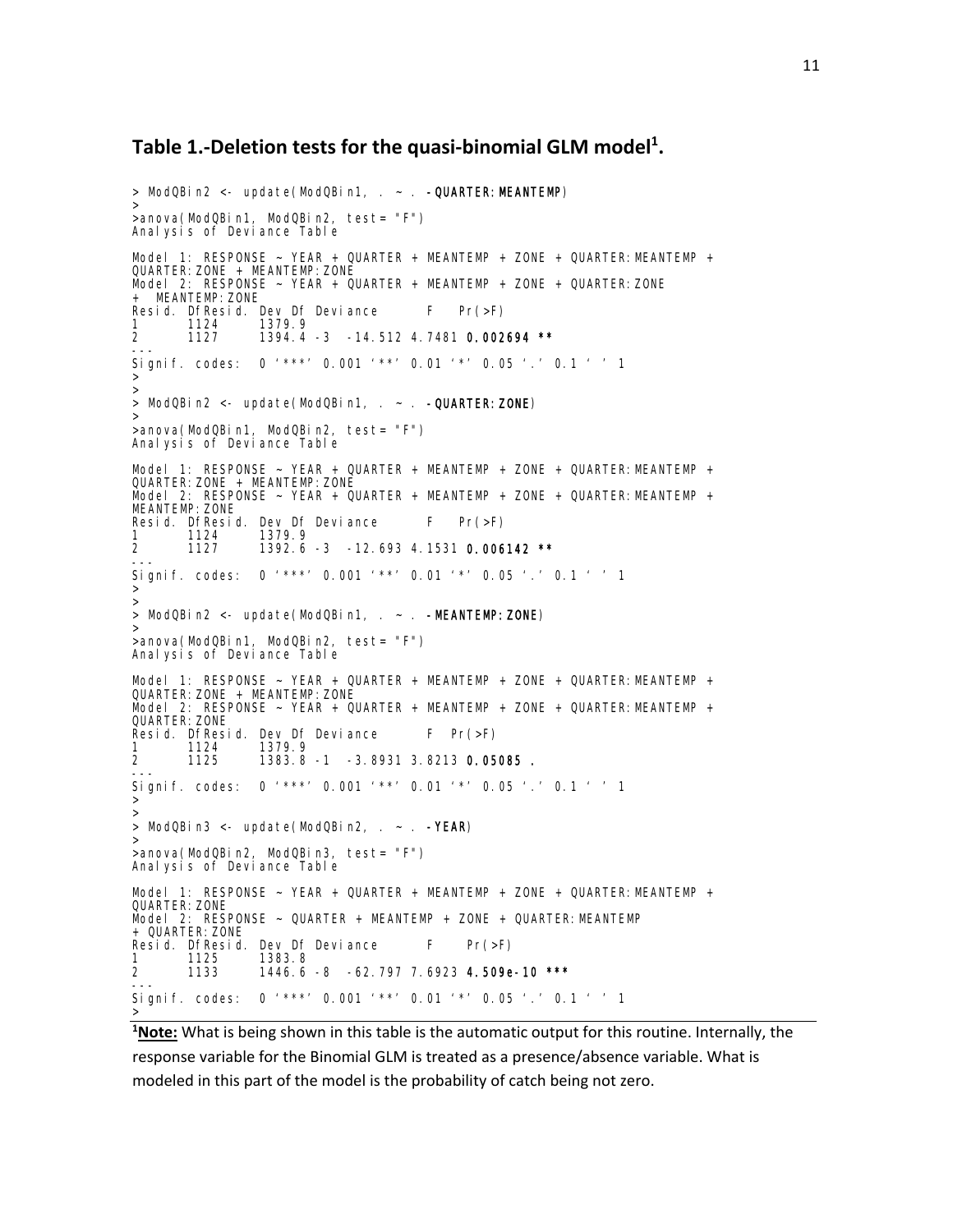## Table 1.-Deletion tests for the quasi-binomial GLM model[1].

```
> ModQBin2 <- update(ModQBin1, . ~ . -QUARTER:MEANTEMP)
>
>anova(ModQBin1, ModQBin2, test= "F")
Analysis of Deviance Table

Model 1: RESPONSE ~ YEAR + QUARTER + MEANTEMP + ZONE + QUARTER:MEANTEMP +
QUARTER:ZONE + MEANTEMP:ZONE
Model 2: RESPONSE ~ YEAR + QUARTER + MEANTEMP + ZONE + QUARTER:ZONE
+ MEANTEMP:ZONE
Resid. DfResid. Dev Df Deviance      F   Pr(>F)
1      1124     1379.9
2      1127     1394.4 -3  -14.512 4.7481 0.002694 **
---
Signif. codes:  0 '***' 0.001 '**' 0.01 '*' 0.05 '.' 0.1 ' ' 1
>
>
> ModQBin2 <- update(ModQBin1, . ~ . -QUARTER:ZONE)
>
>anova(ModQBin1, ModQBin2, test= "F")
Analysis of Deviance Table

Model 1: RESPONSE ~ YEAR + QUARTER + MEANTEMP + ZONE + QUARTER:MEANTEMP +
QUARTER:ZONE + MEANTEMP:ZONE
Model 2: RESPONSE ~ YEAR + QUARTER + MEANTEMP + ZONE + QUARTER:MEANTEMP +
MEANTEMP:ZONE
Resid. DfResid. Dev Df Deviance      F   Pr(>F)
1      1124     1379.9
2      1127     1392.6 -3  -12.693 4.1531 0.006142 **
---
Signif. codes:  0 '***' 0.001 '**' 0.01 '*' 0.05 '.' 0.1 ' ' 1
>
>
> ModQBin2 <- update(ModQBin1, . ~ . -MEANTEMP:ZONE)
>
>anova(ModQBin1, ModQBin2, test= "F")
Analysis of Deviance Table

Model 1: RESPONSE ~ YEAR + QUARTER + MEANTEMP + ZONE + QUARTER:MEANTEMP +
QUARTER:ZONE + MEANTEMP:ZONE
Model 2: RESPONSE ~ YEAR + QUARTER + MEANTEMP + ZONE + QUARTER:MEANTEMP +
QUARTER:ZONE
Resid. DfResid. Dev Df Deviance      F  Pr(>F)
1      1124     1379.9
2      1125     1383.8 -1  -3.8931 3.8213 0.05085 .
---
Signif. codes:  0 '***' 0.001 '**' 0.01 '*' 0.05 '.' 0.1 ' ' 1
>
>
> ModQBin3 <- update(ModQBin2, . ~ . -YEAR)
>
>anova(ModQBin2, ModQBin3, test= "F")
Analysis of Deviance Table

Model 1: RESPONSE ~ YEAR + QUARTER + MEANTEMP + ZONE + QUARTER:MEANTEMP +
QUARTER:ZONE
Model 2: RESPONSE ~ QUARTER + MEANTEMP + ZONE + QUARTER:MEANTEMP
+ QUARTER:ZONE
Resid. DfResid. Dev Df Deviance      F    Pr(>F)
1      1125     1383.8
2      1133     1446.6 -8  -62.797 7.6923 4.509e-10 ***
---
Signif. codes:  0 '***' 0.001 '**' 0.01 '*' 0.05 '.' 0.1 ' ' 1
>
```

[1]**Note:** What is being shown in this table is the automatic output for this routine. Internally, the response variable for the Binomial GLM is treated as a presence/absence variable. What is modeled in this part of the model is the probability of catch being not zero.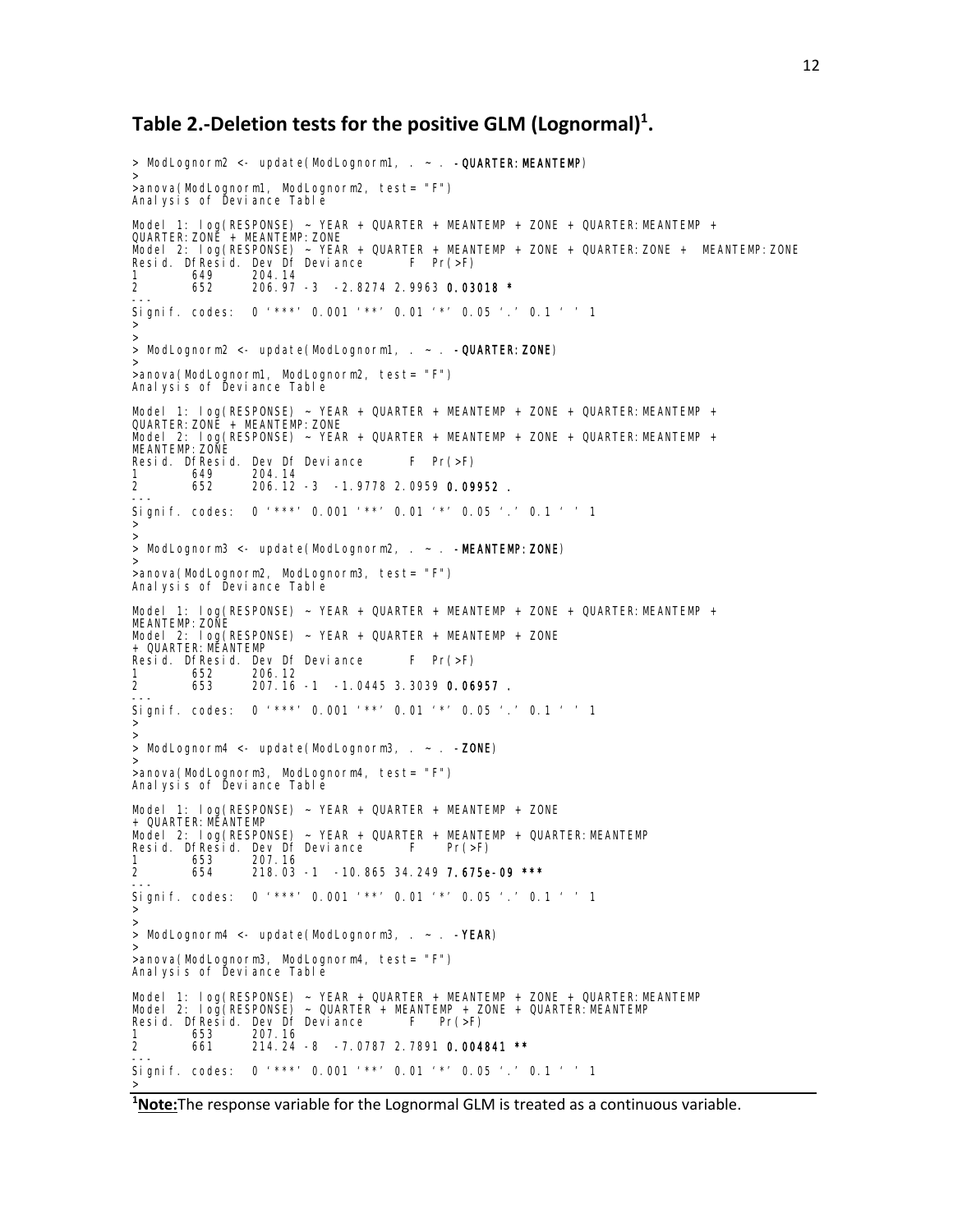## Table 2.-Deletion tests for the positive GLM (Lognormal)[1].

```
> ModLognorm2 <- update(ModLognorm1, . ~ . -QUARTER:MEANTEMP)
>
>anova(ModLognorm1, ModLognorm2, test= "F")
Analysis of Deviance Table

Model 1: log(RESPONSE) ~ YEAR + QUARTER + MEANTEMP + ZONE + QUARTER:MEANTEMP +
QUARTER:ZONE + MEANTEMP:ZONE
Model 2: log(RESPONSE) ~ YEAR + QUARTER + MEANTEMP + ZONE + QUARTER:ZONE +  MEANTEMP:ZONE
Resid. DfResid. Dev Df  Deviance       F  Pr(>F)
1       649      204.14
2       652      206.97 -3  -2.8274 2.9963 0.03018 *
---
Signif. codes:  0 '***' 0.001 '**' 0.01 '*' 0.05 '.' 0.1 ' ' 1
>
>
> ModLognorm2 <- update(ModLognorm1, . ~ . -QUARTER:ZONE)
>
>anova(ModLognorm1, ModLognorm2, test= "F")
Analysis of Deviance Table

Model 1: log(RESPONSE) ~ YEAR + QUARTER + MEANTEMP + ZONE + QUARTER:MEANTEMP +
QUARTER:ZONE + MEANTEMP:ZONE
Model 2: log(RESPONSE) ~ YEAR + QUARTER + MEANTEMP + ZONE + QUARTER:MEANTEMP +
MEANTEMP:ZONE
Resid. DfResid. Dev Df  Deviance       F  Pr(>F)
1       649      204.14
2       652      206.12 -3  -1.9778 2.0959 0.09952 .
---
Signif. codes:  0 '***' 0.001 '**' 0.01 '*' 0.05 '.' 0.1 ' ' 1
>
>
> ModLognorm3 <- update(ModLognorm2, . ~ . -MEANTEMP:ZONE)
>
>anova(ModLognorm2, ModLognorm3, test= "F")
Analysis of Deviance Table

Model 1: log(RESPONSE) ~ YEAR + QUARTER + MEANTEMP + ZONE + QUARTER:MEANTEMP +
MEANTEMP:ZONE
Model 2: log(RESPONSE) ~ YEAR + QUARTER + MEANTEMP + ZONE
+ QUARTER:MEANTEMP
Resid. DfResid. Dev Df  Deviance       F  Pr(>F)
1       652      206.12
2       653      207.16 -1  -1.0445 3.3039 0.06957 .
---
Signif. codes:  0 '***' 0.001 '**' 0.01 '*' 0.05 '.' 0.1 ' ' 1
>
>
> ModLognorm4 <- update(ModLognorm3, . ~ . -ZONE)
>
>anova(ModLognorm3, ModLognorm4, test= "F")
Analysis of Deviance Table

Model 1: log(RESPONSE) ~ YEAR + QUARTER + MEANTEMP + ZONE
+ QUARTER:MEANTEMP
Model 2: log(RESPONSE) ~ YEAR + QUARTER + MEANTEMP + QUARTER:MEANTEMP
Resid. DfResid. Dev Df  Deviance       F    Pr(>F)
1       653      207.16
2       654      218.03 -1  -10.865 34.249 7.675e-09 ***
---
Signif. codes:  0 '***' 0.001 '**' 0.01 '*' 0.05 '.' 0.1 ' ' 1
>
>
> ModLognorm4 <- update(ModLognorm3, . ~ . -YEAR)
>
>anova(ModLognorm3, ModLognorm4, test= "F")
Analysis of Deviance Table

Model 1: log(RESPONSE) ~ YEAR + QUARTER + MEANTEMP + ZONE + QUARTER:MEANTEMP
Model 2: log(RESPONSE) ~ QUARTER + MEANTEMP + ZONE + QUARTER:MEANTEMP
Resid. DfResid. Dev Df  Deviance       F    Pr(>F)
1       653      207.16
2       661      214.24 -8  -7.0787 2.7891 0.004841 **
---
Signif. codes:  0 '***' 0.001 '**' 0.01 '*' 0.05 '.' 0.1 ' ' 1
>
```

[1]**Note:**The response variable for the Lognormal GLM is treated as a continuous variable.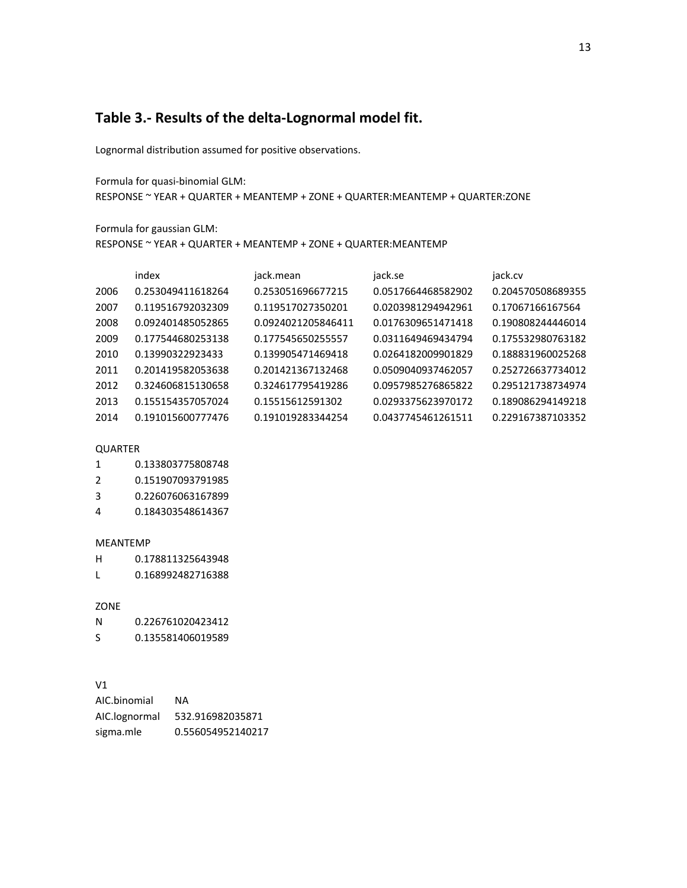## Table 3.- Results of the delta-Lognormal model fit.

Lognormal distribution assumed for positive observations.

Formula for quasi-binomial GLM:
RESPONSE ~ YEAR + QUARTER + MEANTEMP + ZONE + QUARTER:MEANTEMP + QUARTER:ZONE

Formula for gaussian GLM:
RESPONSE ~ YEAR + QUARTER + MEANTEMP + ZONE + QUARTER:MEANTEMP

| | index | jack.mean | jack.se | jack.cv |
|---|---|---|---|---|
| 2006 | 0.253049411618264 | 0.253051696677215 | 0.0517664468582902 | 0.204570508689355 |
| 2007 | 0.119516792032309 | 0.119517027350201 | 0.0203981294942961 | 0.17067166167564 |
| 2008 | 0.092401485052865 | 0.0924021205846411 | 0.0176309651471418 | 0.190808244446014 |
| 2009 | 0.177544680253138 | 0.177545650255557 | 0.0311649469434794 | 0.175532980763182 |
| 2010 | 0.13990322923433 | 0.139905471469418 | 0.0264182009901829 | 0.188831960025268 |
| 2011 | 0.201419582053638 | 0.201421367132468 | 0.0509040937462057 | 0.252726637734012 |
| 2012 | 0.324606815130658 | 0.324617795419286 | 0.0957985276865822 | 0.295121738734974 |
| 2013 | 0.155154357057024 | 0.15515612591302 | 0.0293375623970172 | 0.189086294149218 |
| 2014 | 0.191015600777476 | 0.191019283344254 | 0.0437745461261511 | 0.229167387103352 |

| QUARTER | |
|---|---|
| 1 | 0.133803775808748 |
| 2 | 0.151907093791985 |
| 3 | 0.226076063167899 |
| 4 | 0.184303548614367 |

| MEANTEMP | |
|---|---|
| H | 0.178811325643948 |
| L | 0.168992482716388 |

| ZONE | |
|---|---|
| N | 0.226761020423412 |
| S | 0.135581406019589 |

| | V1 |
|---|---|
| AIC.binomial | NA |
| AIC.lognormal | 532.916982035871 |
| sigma.mle | 0.556054952140217 |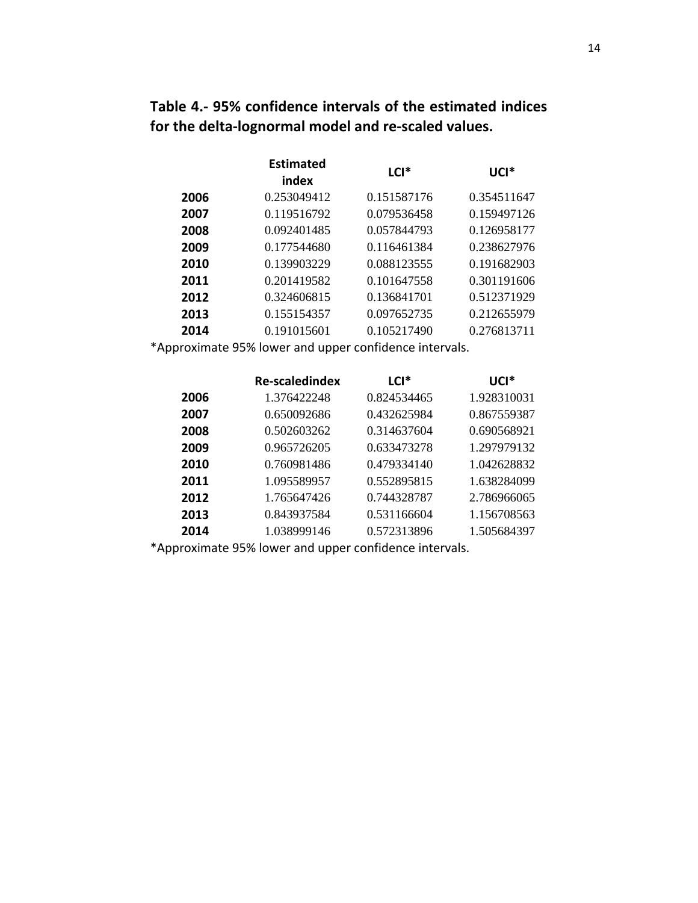**Table 4.- 95% confidence intervals of the estimated indices for the delta-lognormal model and re-scaled values.**

| | Estimated index | LCI* | UCI* |
|---|---|---|---|
| **2006** | 0.253049412 | 0.151587176 | 0.354511647 |
| **2007** | 0.119516792 | 0.079536458 | 0.159497126 |
| **2008** | 0.092401485 | 0.057844793 | 0.126958177 |
| **2009** | 0.177544680 | 0.116461384 | 0.238627976 |
| **2010** | 0.139903229 | 0.088123555 | 0.191682903 |
| **2011** | 0.201419582 | 0.101647558 | 0.301191606 |
| **2012** | 0.324606815 | 0.136841701 | 0.512371929 |
| **2013** | 0.155154357 | 0.097652735 | 0.212655979 |
| **2014** | 0.191015601 | 0.105217490 | 0.276813711 |

*Approximate 95% lower and upper confidence intervals.

| | Re-scaledindex | LCI* | UCI* |
|---|---|---|---|
| **2006** | 1.376422248 | 0.824534465 | 1.928310031 |
| **2007** | 0.650092686 | 0.432625984 | 0.867559387 |
| **2008** | 0.502603262 | 0.314637604 | 0.690568921 |
| **2009** | 0.965726205 | 0.633473278 | 1.297979132 |
| **2010** | 0.760981486 | 0.479334140 | 1.042628832 |
| **2011** | 1.095589957 | 0.552895815 | 1.638284099 |
| **2012** | 1.765647426 | 0.744328787 | 2.786966065 |
| **2013** | 0.843937584 | 0.531166604 | 1.156708563 |
| **2014** | 1.038999146 | 0.572313896 | 1.505684397 |

*Approximate 95% lower and upper confidence intervals.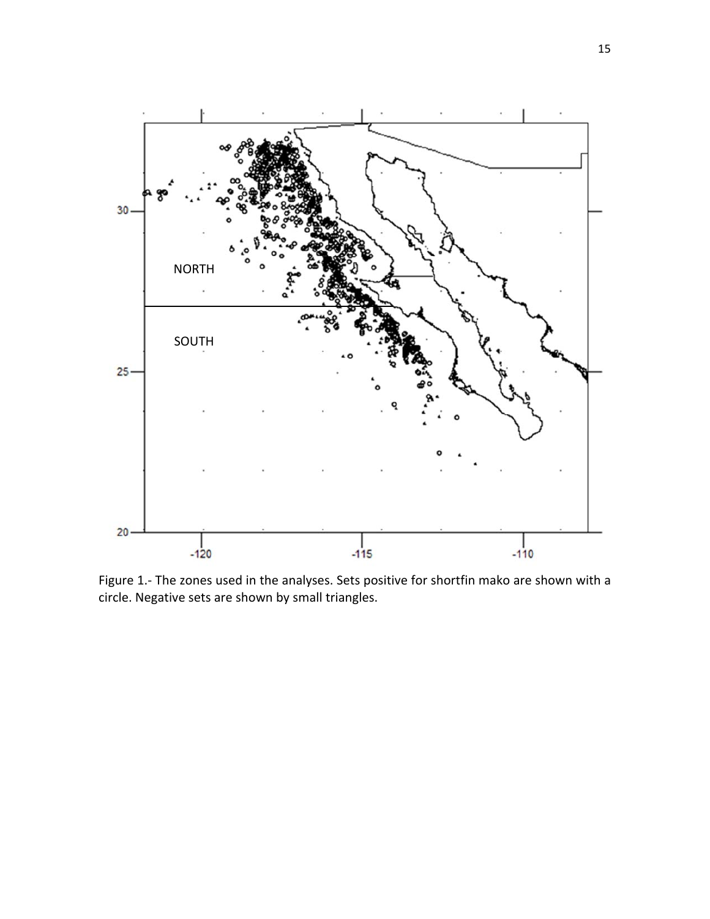Figure 1.- The zones used in the analyses. Sets positive for shortfin mako are shown with a circle. Negative sets are shown by small triangles.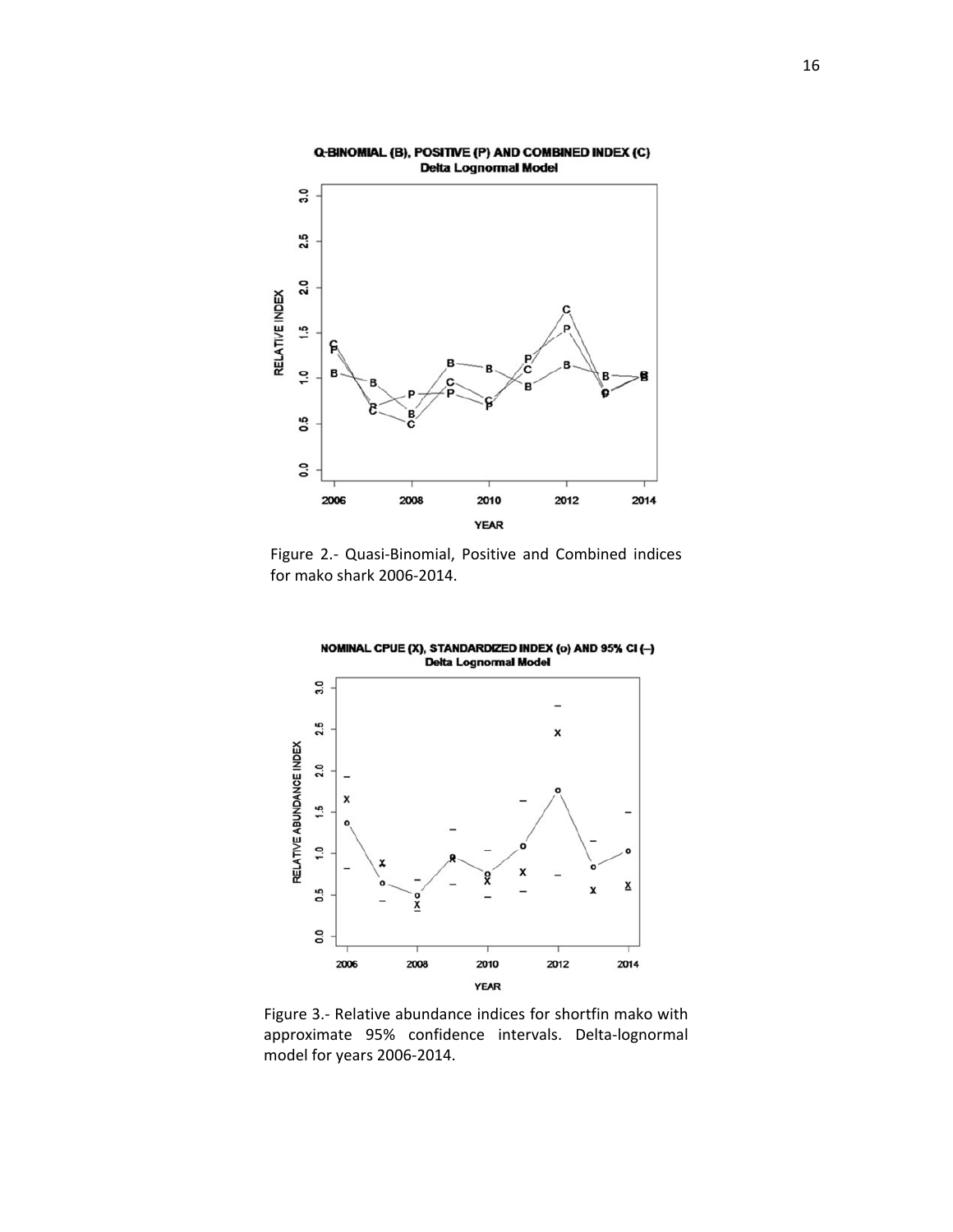Figure 2.- Quasi-Binomial, Positive and Combined indices for mako shark 2006-2014.

Figure 3.- Relative abundance indices for shortfin mako with approximate 95% confidence intervals. Delta-lognormal model for years 2006-2014.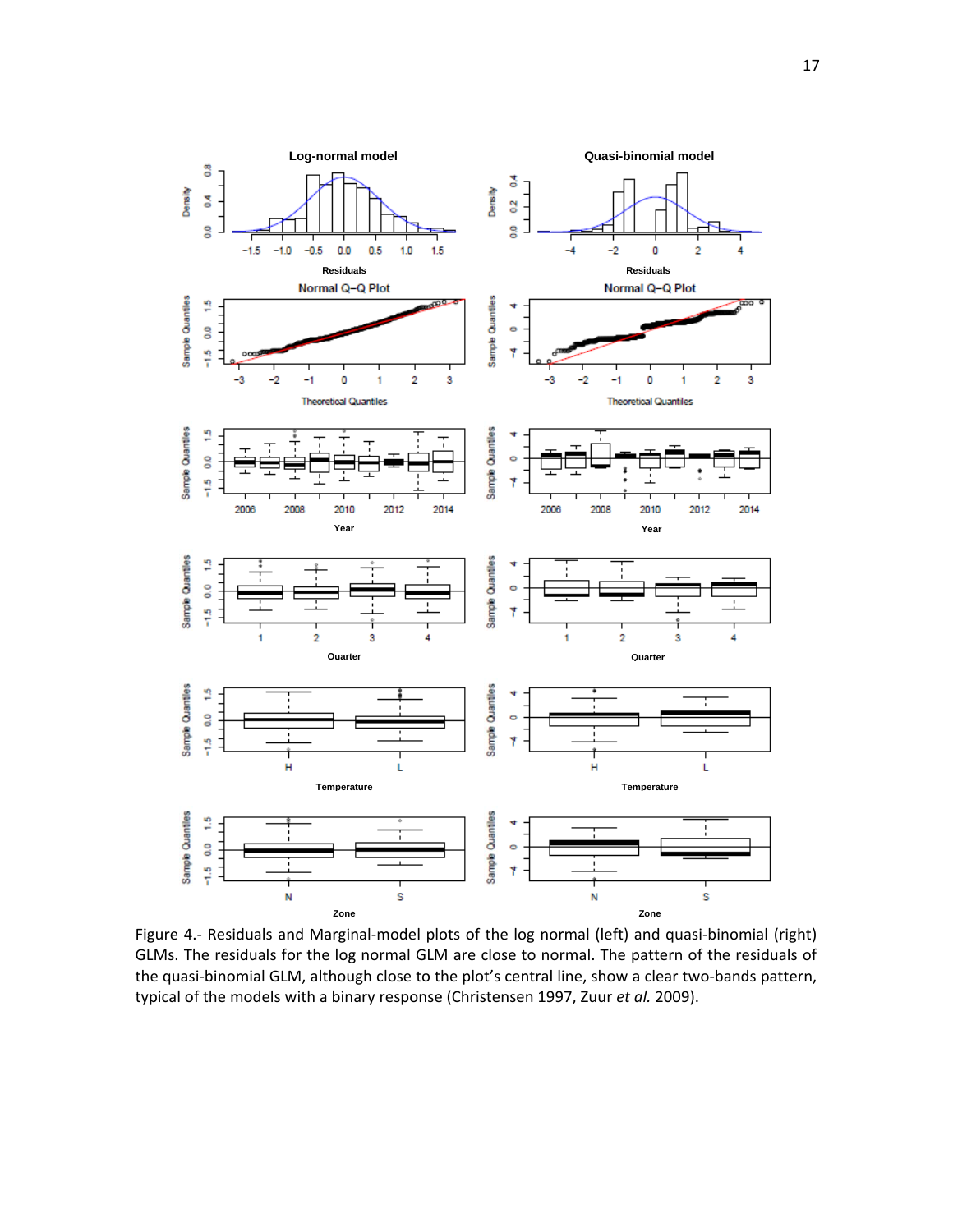Log-normal model

Quasi-binomial model

Density

0.0 0.4 0.8

−1.5 −1.0 −0.5 0.0 0.5 1.0 1.5

Residuals

0.0 0.2 0.4

−4 −2 0 2 4

Residuals

Normal Q−Q Plot

Sample Quantiles

−1.5 0.0 1.5

−3 −2 −1 0 1 2 3

Theoretical Quantiles

Normal Q−Q Plot

−4 0 4

−3 −2 −1 0 1 2 3

Theoretical Quantiles

Sample Quantiles

−1.5 0.0 1.5

2006 2008 2010 2012 2014

Year

−4 0 4

2006 2008 2010 2012 2014

Year

Sample Quantiles

−1.5 0.0 1.5

1 2 3 4

Quarter

−4 0 4

1 2 3 4

Quarter

Sample Quantiles

−1.5 0.0 1.5

H L

Temperature

−4 0 4

H L

Temperature

Sample Quantiles

−1.5 0.0 1.5

N S

Zone

−4 0 4

N S

Zone

Figure 4.- Residuals and Marginal-model plots of the log normal (left) and quasi-binomial (right) GLMs. The residuals for the log normal GLM are close to normal. The pattern of the residuals of the quasi-binomial GLM, although close to the plot's central line, show a clear two-bands pattern, typical of the models with a binary response (Christensen 1997, Zuur *et al.* 2009).